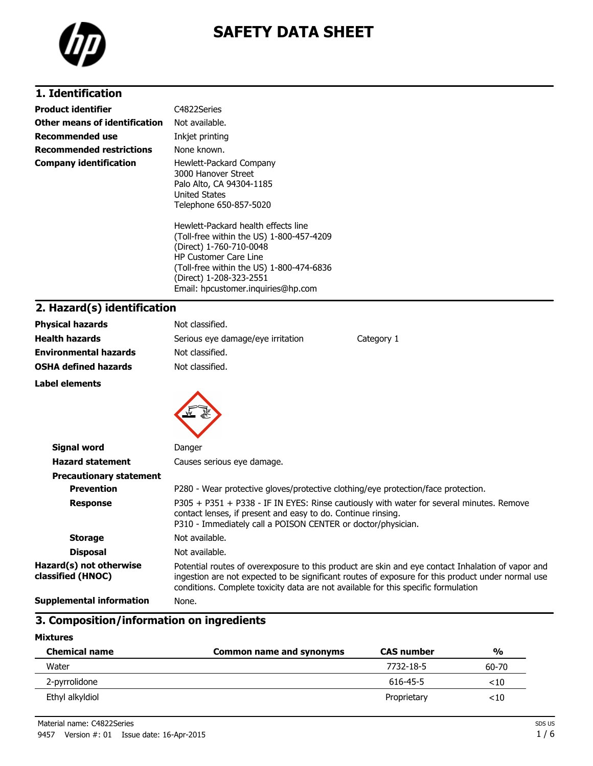# SAFETY DATA SHEET

## 1. Identification

| | |
|---|---|
| **Product identifier** | C4822Series |
| **Other means of identification** | Not available. |
| **Recommended use** | Inkjet printing |
| **Recommended restrictions** | None known. |
| **Company identification** | Hewlett-Packard Company<br>3000 Hanover Street<br>Palo Alto, CA 94304-1185<br>United States<br>Telephone 650-857-5020<br><br>Hewlett-Packard health effects line<br>(Toll-free within the US) 1-800-457-4209<br>(Direct) 1-760-710-0048<br>HP Customer Care Line<br>(Toll-free within the US) 1-800-474-6836<br>(Direct) 1-208-323-2551<br>Email: hpcustomer.inquiries@hp.com |

## 2. Hazard(s) identification

| | | |
|---|---|---|
| **Physical hazards** | Not classified. | |
| **Health hazards** | Serious eye damage/eye irritation | Category 1 |
| **Environmental hazards** | Not classified. | |
| **OSHA defined hazards** | Not classified. | |

**Label elements**

**Signal word** Danger

**Hazard statement** Causes serious eye damage.

**Precautionary statement**

**Prevention** P280 - Wear protective gloves/protective clothing/eye protection/face protection.

**Response** P305 + P351 + P338 - IF IN EYES: Rinse cautiously with water for several minutes. Remove contact lenses, if present and easy to do. Continue rinsing.
P310 - Immediately call a POISON CENTER or doctor/physician.

**Storage** Not available.

**Disposal** Not available.

**Hazard(s) not otherwise classified (HNOC)** Potential routes of overexposure to this product are skin and eye contact Inhalation of vapor and ingestion are not expected to be significant routes of exposure for this product under normal use conditions. Complete toxicity data are not available for this specific formulation

**Supplemental information** None.

## 3. Composition/information on ingredients

**Mixtures**

| Chemical name | Common name and synonyms | CAS number | % |
|---|---|---|---|
| Water | | 7732-18-5 | 60-70 |
| 2-pyrrolidone | | 616-45-5 | <10 |
| Ethyl alkyldiol | | Proprietary | <10 |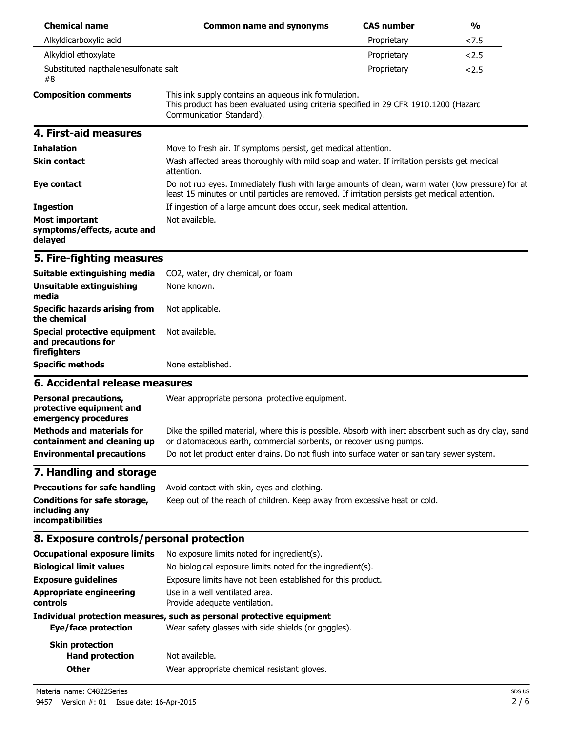| Chemical name | Common name and synonyms | CAS number | % |
|---|---|---|---|
| Alkyldicarboxylic acid | | Proprietary | <7.5 |
| Alkyldiol ethoxylate | | Proprietary | <2.5 |
| Substituted napthalenesulfonate salt #8 | | Proprietary | <2.5 |

**Composition comments** This ink supply contains an aqueous ink formulation. This product has been evaluated using criteria specified in 29 CFR 1910.1200 (Hazard Communication Standard).

## 4. First-aid measures

**Inhalation** Move to fresh air. If symptoms persist, get medical attention.

**Skin contact** Wash affected areas thoroughly with mild soap and water. If irritation persists get medical attention.

**Eye contact** Do not rub eyes. Immediately flush with large amounts of clean, warm water (low pressure) for at least 15 minutes or until particles are removed. If irritation persists get medical attention.

**Ingestion** If ingestion of a large amount does occur, seek medical attention.

**Most important symptoms/effects, acute and delayed** Not available.

## 5. Fire-fighting measures

**Suitable extinguishing media** $CO_2$, water, dry chemical, or foam

**Unsuitable extinguishing media** None known.

**Specific hazards arising from the chemical** Not applicable.

**Special protective equipment and precautions for firefighters** Not available.

**Specific methods** None established.

## 6. Accidental release measures

**Personal precautions, protective equipment and emergency procedures** Wear appropriate personal protective equipment.

**Methods and materials for containment and cleaning up** Dike the spilled material, where this is possible. Absorb with inert absorbent such as dry clay, sand or diatomaceous earth, commercial sorbents, or recover using pumps.

**Environmental precautions** Do not let product enter drains. Do not flush into surface water or sanitary sewer system.

## 7. Handling and storage

**Precautions for safe handling** Avoid contact with skin, eyes and clothing.

**Conditions for safe storage, including any incompatibilities** Keep out of the reach of children. Keep away from excessive heat or cold.

## 8. Exposure controls/personal protection

**Occupational exposure limits** No exposure limits noted for ingredient(s).

**Biological limit values** No biological exposure limits noted for the ingredient(s).

**Exposure guidelines** Exposure limits have not been established for this product.

**Appropriate engineering controls** Use in a well ventilated area. Provide adequate ventilation.

**Individual protection measures, such as personal protective equipment**

**Eye/face protection** Wear safety glasses with side shields (or goggles).

**Skin protection**

**Hand protection** Not available.

**Other** Wear appropriate chemical resistant gloves.

Material name: C4822Series

9457 Version #: 01 Issue date: 16-Apr-2015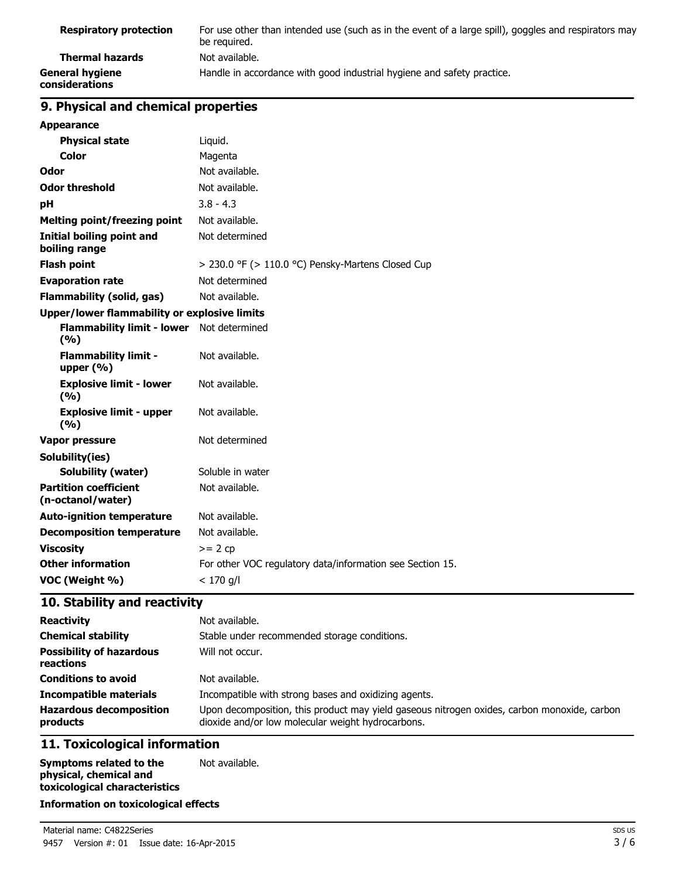| | |
|---|---|
| **Respiratory protection** | For use other than intended use (such as in the event of a large spill), goggles and respirators may be required. |
| **Thermal hazards** | Not available. |
| **General hygiene considerations** | Handle in accordance with good industrial hygiene and safety practice. |

## 9. Physical and chemical properties

| | |
|---|---|
| **Appearance** | |
| **Physical state** | Liquid. |
| **Color** | Magenta |
| **Odor** | Not available. |
| **Odor threshold** | Not available. |
| **pH** | 3.8 - 4.3 |
| **Melting point/freezing point** | Not available. |
| **Initial boiling point and boiling range** | Not determined |
| **Flash point** | > 230.0 °F (> 110.0 °C) Pensky-Martens Closed Cup |
| **Evaporation rate** | Not determined |
| **Flammability (solid, gas)** | Not available. |
| **Upper/lower flammability or explosive limits** | |
| **Flammability limit - lower (%)** | Not determined |
| **Flammability limit - upper (%)** | Not available. |
| **Explosive limit - lower (%)** | Not available. |
| **Explosive limit - upper (%)** | Not available. |
| **Vapor pressure** | Not determined |
| **Solubility(ies)** | |
| **Solubility (water)** | Soluble in water |
| **Partition coefficient (n-octanol/water)** | Not available. |
| **Auto-ignition temperature** | Not available. |
| **Decomposition temperature** | Not available. |
| **Viscosity** | >= 2 cp |
| **Other information** | For other VOC regulatory data/information see Section 15. |
| **VOC (Weight %)** | < 170 g/l |

## 10. Stability and reactivity

| | |
|---|---|
| **Reactivity** | Not available. |
| **Chemical stability** | Stable under recommended storage conditions. |
| **Possibility of hazardous reactions** | Will not occur. |
| **Conditions to avoid** | Not available. |
| **Incompatible materials** | Incompatible with strong bases and oxidizing agents. |
| **Hazardous decomposition products** | Upon decomposition, this product may yield gaseous nitrogen oxides, carbon monoxide, carbon dioxide and/or low molecular weight hydrocarbons. |

## 11. Toxicological information

| | |
|---|---|
| **Symptoms related to the physical, chemical and toxicological characteristics** | Not available. |

**Information on toxicological effects**

Material name: C4822Series

9457 Version #: 01 Issue date: 16-Apr-2015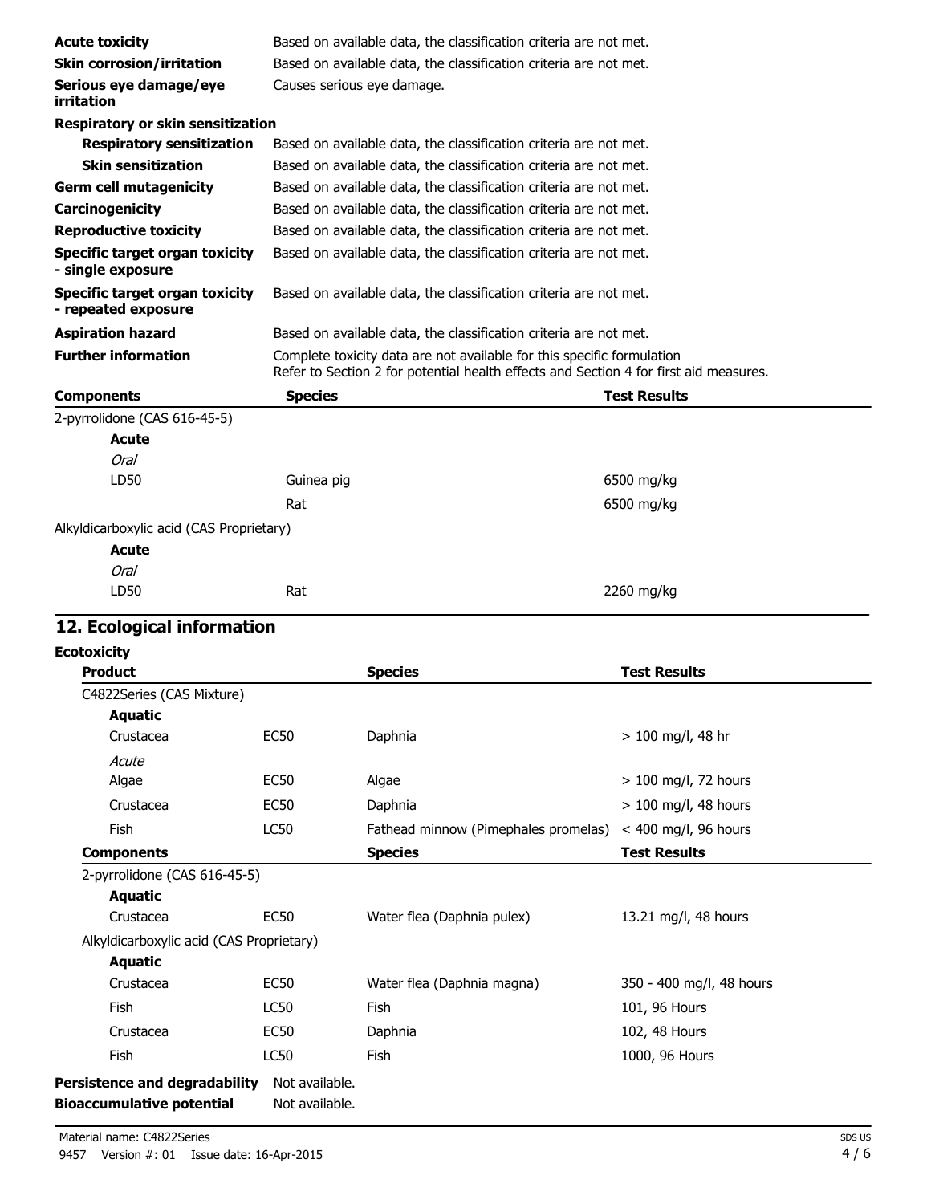| | |
|---|---|
| **Acute toxicity** | Based on available data, the classification criteria are not met. |
| **Skin corrosion/irritation** | Based on available data, the classification criteria are not met. |
| **Serious eye damage/eye irritation** | Causes serious eye damage. |
| **Respiratory or skin sensitization** | |
| **Respiratory sensitization** | Based on available data, the classification criteria are not met. |
| **Skin sensitization** | Based on available data, the classification criteria are not met. |
| **Germ cell mutagenicity** | Based on available data, the classification criteria are not met. |
| **Carcinogenicity** | Based on available data, the classification criteria are not met. |
| **Reproductive toxicity** | Based on available data, the classification criteria are not met. |
| **Specific target organ toxicity - single exposure** | Based on available data, the classification criteria are not met. |
| **Specific target organ toxicity - repeated exposure** | Based on available data, the classification criteria are not met. |
| **Aspiration hazard** | Based on available data, the classification criteria are not met. |
| **Further information** | Complete toxicity data are not available for this specific formulation<br>Refer to Section 2 for potential health effects and Section 4 for first aid measures. |

| Components | Species | Test Results |
|---|---|---|
| 2-pyrrolidone (CAS 616-45-5) | | |
| **Acute** | | |
| *Oral* | | |
| LD50 | Guinea pig | 6500 mg/kg |
| | Rat | 6500 mg/kg |
| Alkyldicarboxylic acid (CAS Proprietary) | | |
| **Acute** | | |
| *Oral* | | |
| LD50 | Rat | 2260 mg/kg |

## 12. Ecological information

**Ecotoxicity**

| Product | | Species | Test Results |
|---|---|---|---|
| C4822Series (CAS Mixture) | | | |
| **Aquatic** | | | |
| Crustacea | EC50 | Daphnia | > 100 mg/l, 48 hr |
| *Acute* | | | |
| Algae | EC50 | Algae | > 100 mg/l, 72 hours |
| Crustacea | EC50 | Daphnia | > 100 mg/l, 48 hours |
| Fish | LC50 | Fathead minnow (Pimephales promelas) | < 400 mg/l, 96 hours |

| Components | | Species | Test Results |
|---|---|---|---|
| 2-pyrrolidone (CAS 616-45-5) | | | |
| **Aquatic** | | | |
| Crustacea | EC50 | Water flea (Daphnia pulex) | 13.21 mg/l, 48 hours |
| Alkyldicarboxylic acid (CAS Proprietary) | | | |
| **Aquatic** | | | |
| Crustacea | EC50 | Water flea (Daphnia magna) | 350 - 400 mg/l, 48 hours |
| Fish | LC50 | Fish | 101, 96 Hours |
| Crustacea | EC50 | Daphnia | 102, 48 Hours |
| Fish | LC50 | Fish | 1000, 96 Hours |

**Persistence and degradability** Not available.

**Bioaccumulative potential** Not available.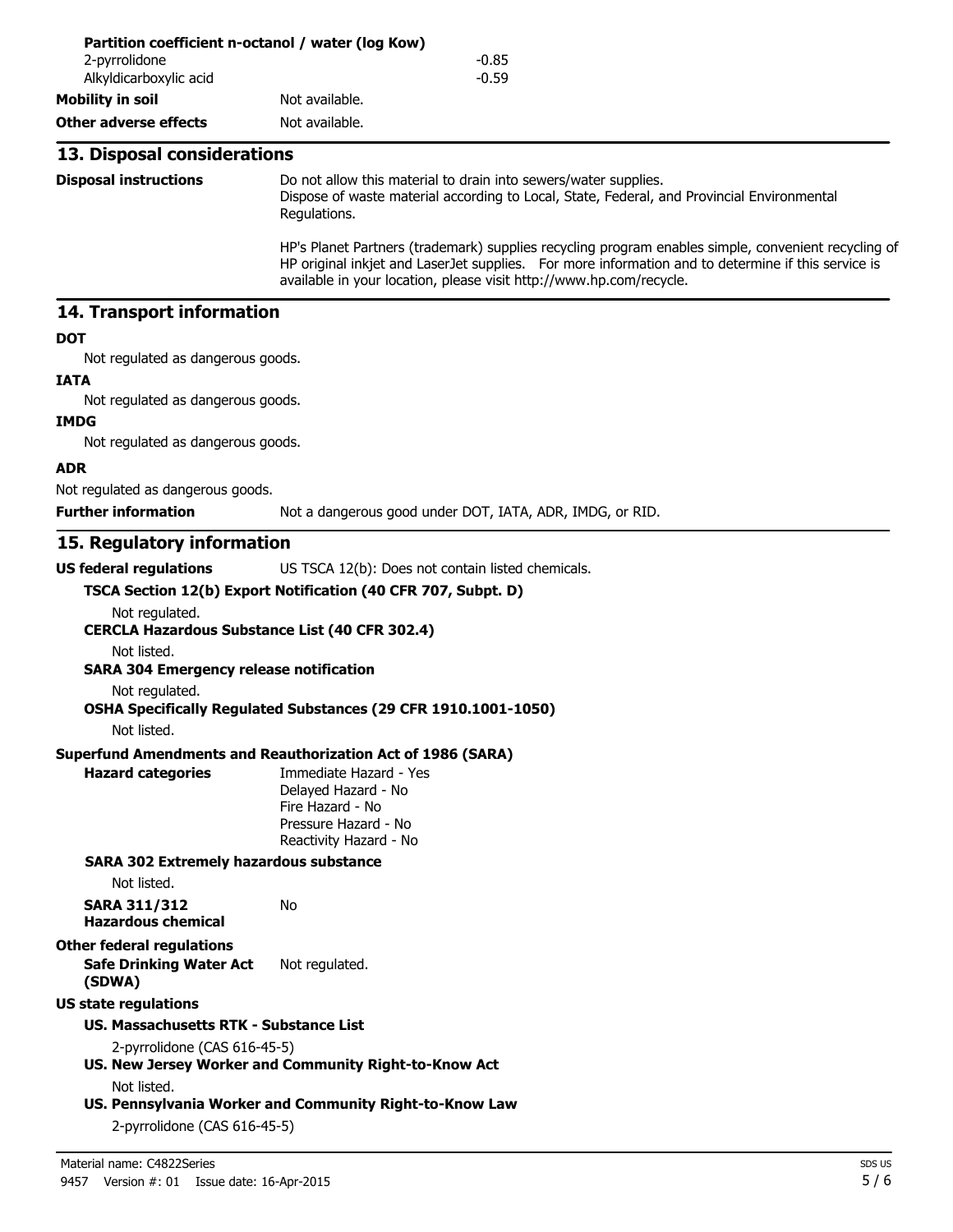**Partition coefficient n-octanol / water (log Kow)**

| | |
|---|---|
| 2-pyrrolidone | -0.85 |
| Alkyldicarboxylic acid | -0.59 |

**Mobility in soil** Not available.

**Other adverse effects** Not available.

## 13. Disposal considerations

**Disposal instructions**

Do not allow this material to drain into sewers/water supplies.
Dispose of waste material according to Local, State, Federal, and Provincial Environmental Regulations.

HP's Planet Partners (trademark) supplies recycling program enables simple, convenient recycling of HP original inkjet and LaserJet supplies. For more information and to determine if this service is available in your location, please visit http://www.hp.com/recycle.

## 14. Transport information

**DOT**

Not regulated as dangerous goods.

**IATA**

Not regulated as dangerous goods.

**IMDG**

Not regulated as dangerous goods.

**ADR**

Not regulated as dangerous goods.

**Further information** Not a dangerous good under DOT, IATA, ADR, IMDG, or RID.

## 15. Regulatory information

**US federal regulations** US TSCA 12(b): Does not contain listed chemicals.

**TSCA Section 12(b) Export Notification (40 CFR 707, Subpt. D)**

Not regulated.

**CERCLA Hazardous Substance List (40 CFR 302.4)**

Not listed.

**SARA 304 Emergency release notification**

Not regulated.

**OSHA Specifically Regulated Substances (29 CFR 1910.1001-1050)**

Not listed.

**Superfund Amendments and Reauthorization Act of 1986 (SARA)**

**Hazard categories**

Immediate Hazard - Yes
Delayed Hazard - No
Fire Hazard - No
Pressure Hazard - No
Reactivity Hazard - No

**SARA 302 Extremely hazardous substance**

Not listed.

**SARA 311/312 Hazardous chemical** No

**Other federal regulations**

**Safe Drinking Water Act (SDWA)** Not regulated.

**US state regulations**

**US. Massachusetts RTK - Substance List**

2-pyrrolidone (CAS 616-45-5)

**US. New Jersey Worker and Community Right-to-Know Act**

Not listed.

**US. Pennsylvania Worker and Community Right-to-Know Law**

2-pyrrolidone (CAS 616-45-5)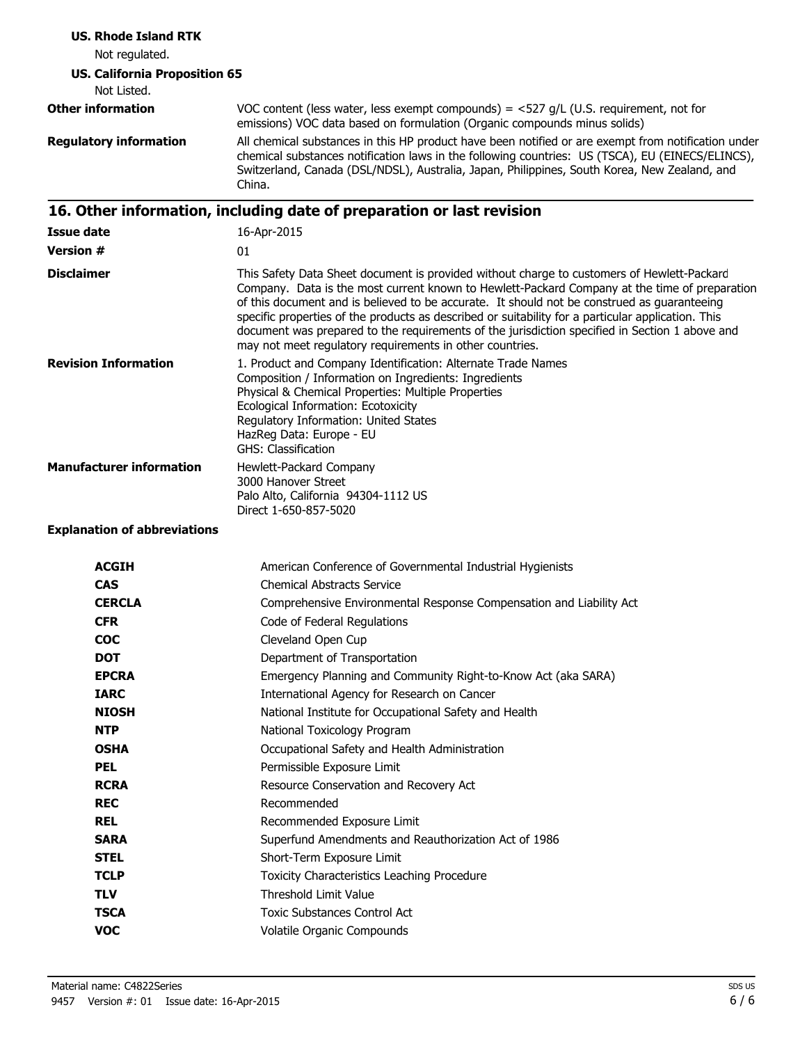**US. Rhode Island RTK**

Not regulated.

**US. California Proposition 65**

Not Listed.

| | |
|---|---|
| **Other information** | VOC content (less water, less exempt compounds) = <527 g/L (U.S. requirement, not for emissions) VOC data based on formulation (Organic compounds minus solids) |
| **Regulatory information** | All chemical substances in this HP product have been notified or are exempt from notification under chemical substances notification laws in the following countries: US (TSCA), EU (EINECS/ELINCS), Switzerland, Canada (DSL/NDSL), Australia, Japan, Philippines, South Korea, New Zealand, and China. |

## 16. Other information, including date of preparation or last revision

| | |
|---|---|
| **Issue date** | 16-Apr-2015 |
| **Version #** | 01 |
| **Disclaimer** | This Safety Data Sheet document is provided without charge to customers of Hewlett-Packard Company. Data is the most current known to Hewlett-Packard Company at the time of preparation of this document and is believed to be accurate. It should not be construed as guaranteeing specific properties of the products as described or suitability for a particular application. This document was prepared to the requirements of the jurisdiction specified in Section 1 above and may not meet regulatory requirements in other countries. |
| **Revision Information** | 1. Product and Company Identification: Alternate Trade Names<br>Composition / Information on Ingredients: Ingredients<br>Physical & Chemical Properties: Multiple Properties<br>Ecological Information: Ecotoxicity<br>Regulatory Information: United States<br>HazReg Data: Europe - EU<br>GHS: Classification |
| **Manufacturer information** | Hewlett-Packard Company<br>3000 Hanover Street<br>Palo Alto, California 94304-1112 US<br>Direct 1-650-857-5020 |

**Explanation of abbreviations**

| | |
|---|---|
| **ACGIH** | American Conference of Governmental Industrial Hygienists |
| **CAS** | Chemical Abstracts Service |
| **CERCLA** | Comprehensive Environmental Response Compensation and Liability Act |
| **CFR** | Code of Federal Regulations |
| **COC** | Cleveland Open Cup |
| **DOT** | Department of Transportation |
| **EPCRA** | Emergency Planning and Community Right-to-Know Act (aka SARA) |
| **IARC** | International Agency for Research on Cancer |
| **NIOSH** | National Institute for Occupational Safety and Health |
| **NTP** | National Toxicology Program |
| **OSHA** | Occupational Safety and Health Administration |
| **PEL** | Permissible Exposure Limit |
| **RCRA** | Resource Conservation and Recovery Act |
| **REC** | Recommended |
| **REL** | Recommended Exposure Limit |
| **SARA** | Superfund Amendments and Reauthorization Act of 1986 |
| **STEL** | Short-Term Exposure Limit |
| **TCLP** | Toxicity Characteristics Leaching Procedure |
| **TLV** | Threshold Limit Value |
| **TSCA** | Toxic Substances Control Act |
| **VOC** | Volatile Organic Compounds |